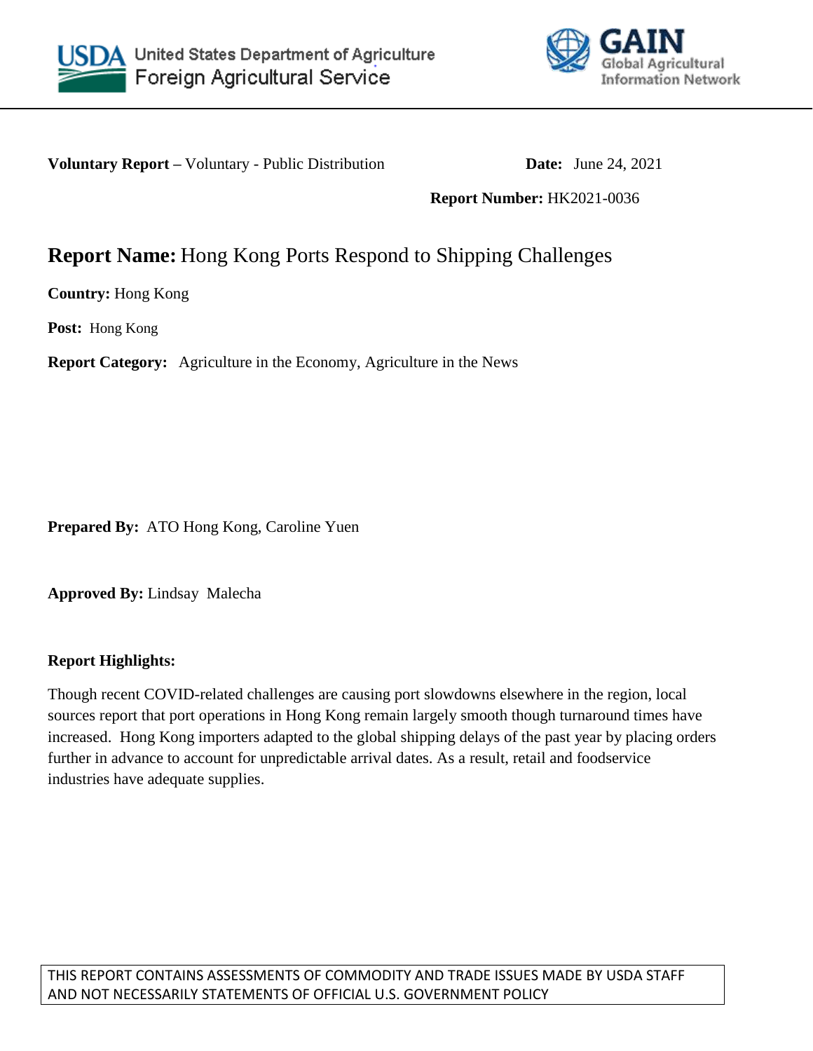United States Department of Agriculture
Foreign Agricultural Service

GAIN
Global Agricultural Information Network

**Voluntary Report –** Voluntary - Public Distribution **Date:** June 24, 2021

**Report Number:** HK2021-0036

# **Report Name:** Hong Kong Ports Respond to Shipping Challenges

**Country:** Hong Kong

**Post:** Hong Kong

**Report Category:** Agriculture in the Economy, Agriculture in the News

**Prepared By:** ATO Hong Kong, Caroline Yuen

**Approved By:** Lindsay Malecha

**Report Highlights:**

Though recent COVID-related challenges are causing port slowdowns elsewhere in the region, local sources report that port operations in Hong Kong remain largely smooth though turnaround times have increased. Hong Kong importers adapted to the global shipping delays of the past year by placing orders further in advance to account for unpredictable arrival dates. As a result, retail and foodservice industries have adequate supplies.

THIS REPORT CONTAINS ASSESSMENTS OF COMMODITY AND TRADE ISSUES MADE BY USDA STAFF AND NOT NECESSARILY STATEMENTS OF OFFICIAL U.S. GOVERNMENT POLICY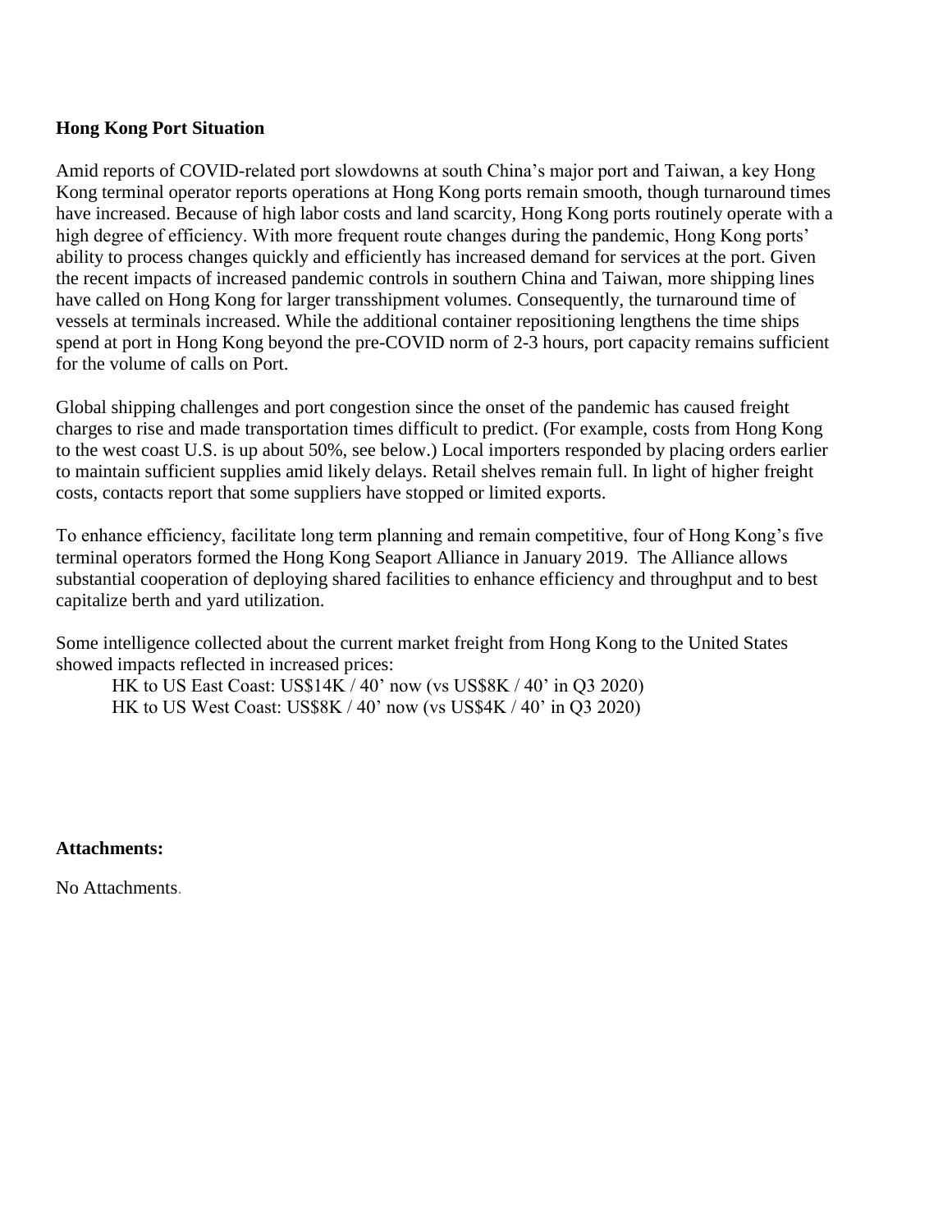**Hong Kong Port Situation**

Amid reports of COVID-related port slowdowns at south China's major port and Taiwan, a key Hong Kong terminal operator reports operations at Hong Kong ports remain smooth, though turnaround times have increased. Because of high labor costs and land scarcity, Hong Kong ports routinely operate with a high degree of efficiency. With more frequent route changes during the pandemic, Hong Kong ports' ability to process changes quickly and efficiently has increased demand for services at the port. Given the recent impacts of increased pandemic controls in southern China and Taiwan, more shipping lines have called on Hong Kong for larger transshipment volumes. Consequently, the turnaround time of vessels at terminals increased. While the additional container repositioning lengthens the time ships spend at port in Hong Kong beyond the pre-COVID norm of 2-3 hours, port capacity remains sufficient for the volume of calls on Port.

Global shipping challenges and port congestion since the onset of the pandemic has caused freight charges to rise and made transportation times difficult to predict. (For example, costs from Hong Kong to the west coast U.S. is up about 50%, see below.) Local importers responded by placing orders earlier to maintain sufficient supplies amid likely delays. Retail shelves remain full. In light of higher freight costs, contacts report that some suppliers have stopped or limited exports.

To enhance efficiency, facilitate long term planning and remain competitive, four of Hong Kong's five terminal operators formed the Hong Kong Seaport Alliance in January 2019. The Alliance allows substantial cooperation of deploying shared facilities to enhance efficiency and throughput and to best capitalize berth and yard utilization.

Some intelligence collected about the current market freight from Hong Kong to the United States showed impacts reflected in increased prices:

HK to US East Coast: US$14K / 40' now (vs US$8K / 40' in Q3 2020)
HK to US West Coast: US$8K / 40' now (vs US$4K / 40' in Q3 2020)

**Attachments:**

No Attachments.